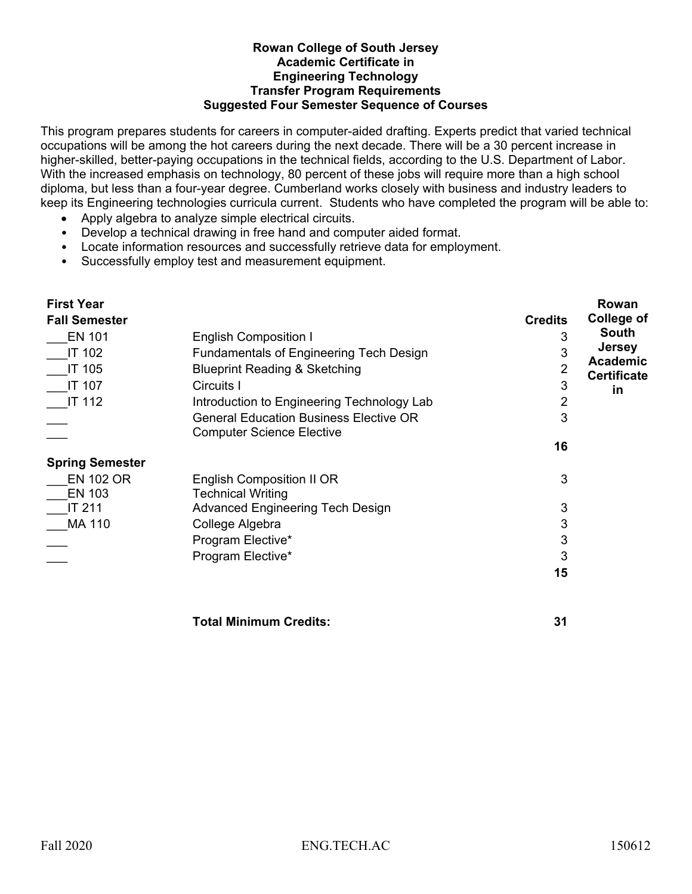**Rowan College of South Jersey**
**Academic Certificate in**
**Engineering Technology**
**Transfer Program Requirements**
**Suggested Four Semester Sequence of Courses**

This program prepares students for careers in computer-aided drafting. Experts predict that varied technical occupations will be among the hot careers during the next decade. There will be a 30 percent increase in higher-skilled, better-paying occupations in the technical fields, according to the U.S. Department of Labor. With the increased emphasis on technology, 80 percent of these jobs will require more than a high school diploma, but less than a four-year degree. Cumberland works closely with business and industry leaders to keep its Engineering technologies curricula current. Students who have completed the program will be able to:

- Apply algebra to analyze simple electrical circuits.
- Develop a technical drawing in free hand and computer aided format.
- Locate information resources and successfully retrieve data for employment.
- Successfully employ test and measurement equipment.

| **First Year** | | | **Rowan College of South Jersey Academic Certificate in** |
|---|---|---|---|
| **Fall Semester** | | **Credits** | |
| ___EN 101 | English Composition I | 3 | |
| ___IT 102 | Fundamentals of Engineering Tech Design | 3 | |
| ___IT 105 | Blueprint Reading & Sketching | 2 | |
| ___IT 107 | Circuits I | 3 | |
| ___IT 112 | Introduction to Engineering Technology Lab | 2 | |
| ___ ___ | General Education Business Elective OR Computer Science Elective | 3 | |
| | | **16** | |
| **Spring Semester** | | | |
| ___EN 102 OR ___EN 103 | English Composition II OR Technical Writing | 3 | |
| ___IT 211 | Advanced Engineering Tech Design | 3 | |
| ___MA 110 | College Algebra | 3 | |
| ___ | Program Elective* | 3 | |
| ___ | Program Elective* | 3 | |
| | | **15** | |
| | **Total Minimum Credits:** | **31** | |

Fall 2020 ENG.TECH.AC 150612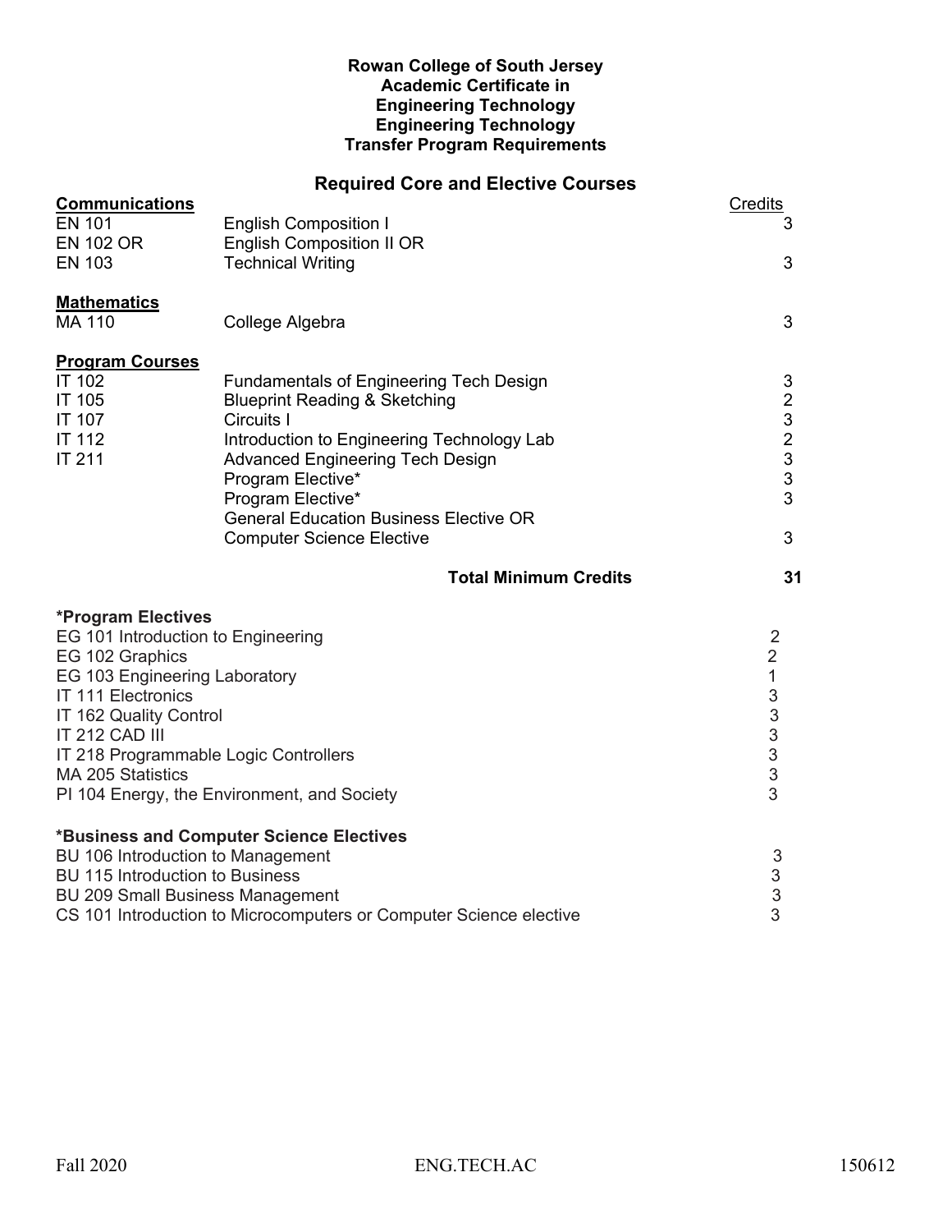**Rowan College of South Jersey**
**Academic Certificate in**
**Engineering Technology**
**Engineering Technology**
**Transfer Program Requirements**

## Required Core and Elective Courses

| | | |
|---|---|---|
| **Communications** | | Credits |
| EN 101 | English Composition I | 3 |
| EN 102 OR<br>EN 103 | English Composition II OR<br>Technical Writing | 3 |
| **Mathematics** | | |
| MA 110 | College Algebra | 3 |
| **Program Courses** | | |
| IT 102 | Fundamentals of Engineering Tech Design | 3 |
| IT 105 | Blueprint Reading & Sketching | 2 |
| IT 107 | Circuits I | 3 |
| IT 112 | Introduction to Engineering Technology Lab | 2 |
| IT 211 | Advanced Engineering Tech Design | 3 |
| | Program Elective* | 3 |
| | Program Elective* | 3 |
| | General Education Business Elective OR<br>Computer Science Elective | 3 |
| | **Total Minimum Credits** | **31** |

**\*Program Electives**

| | |
|---|---|
| EG 101 Introduction to Engineering | 2 |
| EG 102 Graphics | 2 |
| EG 103 Engineering Laboratory | 1 |
| IT 111 Electronics | 3 |
| IT 162 Quality Control | 3 |
| IT 212 CAD III | 3 |
| IT 218 Programmable Logic Controllers | 3 |
| MA 205 Statistics | 3 |
| PI 104 Energy, the Environment, and Society | 3 |

**\*Business and Computer Science Electives**

| | |
|---|---|
| BU 106 Introduction to Management | 3 |
| BU 115 Introduction to Business | 3 |
| BU 209 Small Business Management | 3 |
| CS 101 Introduction to Microcomputers or Computer Science elective | 3 |

Fall 2020 ENG.TECH.AC 150612